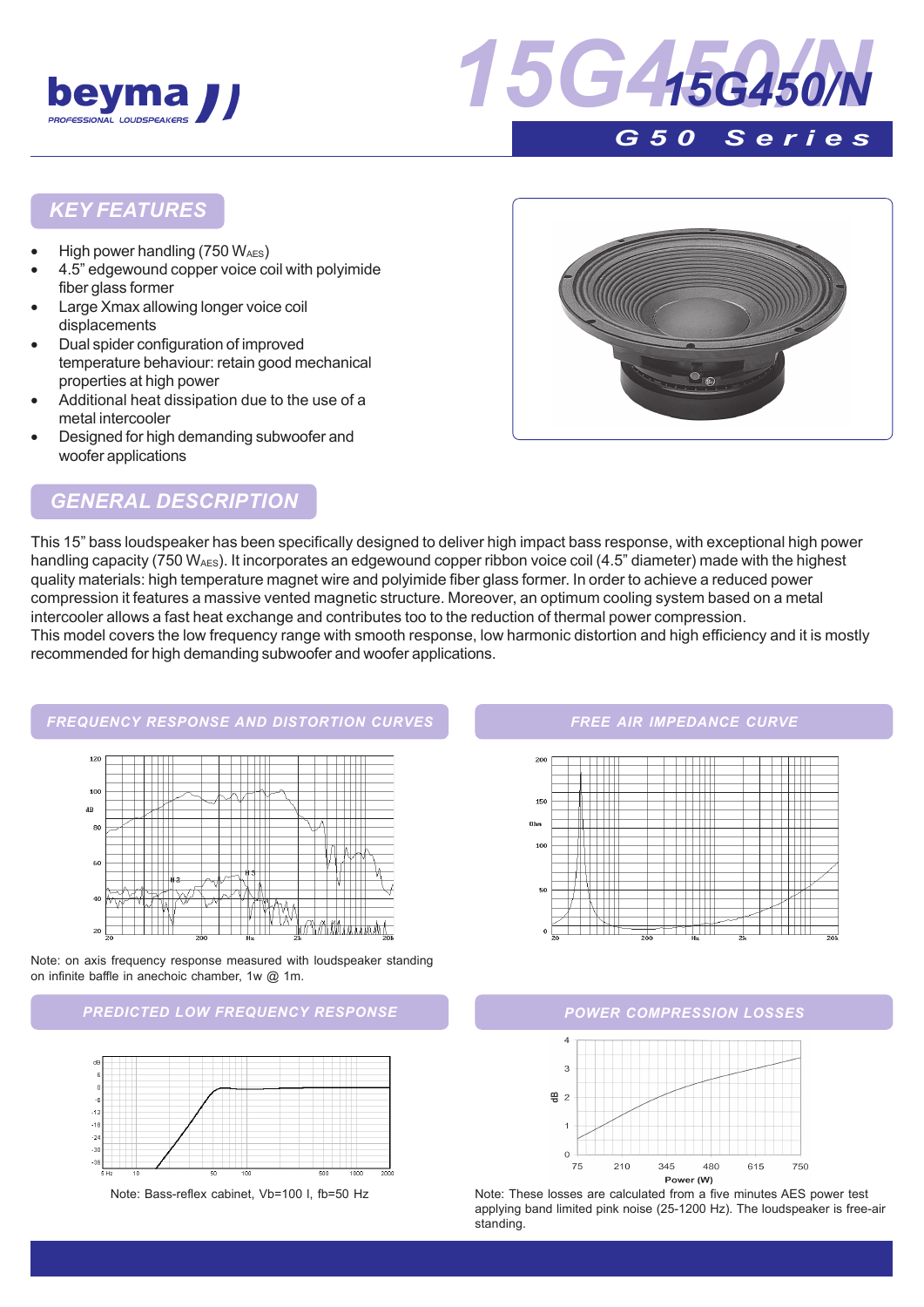# 15G450/N

## G50 Series

## KEY FEATURES

- High power handling (750 $W_{AES}$)
- 4.5" edgewound copper voice coil with polyimide fiber glass former
- Large Xmax allowing longer voice coil displacements
- Dual spider configuration of improved temperature behaviour: retain good mechanical properties at high power
- Additional heat dissipation due to the use of a metal intercooler
- Designed for high demanding subwoofer and woofer applications

## GENERAL DESCRIPTION

This 15" bass loudspeaker has been specifically designed to deliver high impact bass response, with exceptional high power handling capacity (750 $W_{AES}$). It incorporates an edgewound copper ribbon voice coil (4.5" diameter) made with the highest quality materials: high temperature magnet wire and polyimide fiber glass former. In order to achieve a reduced power compression it features a massive vented magnetic structure. Moreover, an optimum cooling system based on a metal intercooler allows a fast heat exchange and contributes too to the reduction of thermal power compression.
This model covers the low frequency range with smooth response, low harmonic distortion and high efficiency and it is mostly recommended for high demanding subwoofer and woofer applications.

## FREQUENCY RESPONSE AND DISTORTION CURVES

Note: on axis frequency response measured with loudspeaker standing on infinite baffle in anechoic chamber, 1w @ 1m.

## FREE AIR IMPEDANCE CURVE

## PREDICTED LOW FREQUENCY RESPONSE

Note: Bass-reflex cabinet, Vb=100 l, fb=50 Hz

## POWER COMPRESSION LOSSES

Note: These losses are calculated from a five minutes AES power test applying band limited pink noise (25-1200 Hz). The loudspeaker is free-air standing.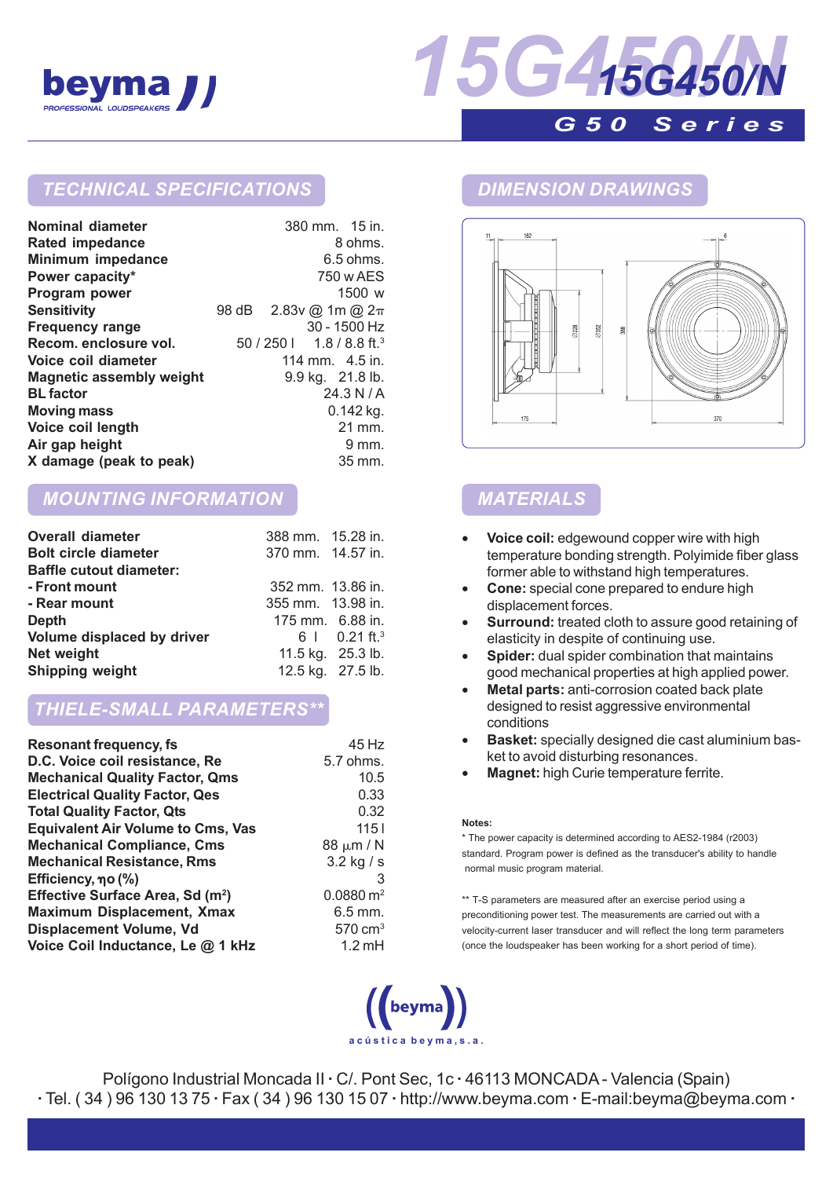# 15G450/N

## G50 Series

## TECHNICAL SPECIFICATIONS

| | | |
|---|---|---|
| **Nominal diameter** | 380 mm. | 15 in. |
| **Rated impedance** | | 8 ohms. |
| **Minimum impedance** | | 6.5 ohms. |
| **Power capacity*** | | 750 w AES |
| **Program power** | | 1500 w |
| **Sensitivity** | 98 dB | 2.83v @ 1m @ 2π |
| **Frequency range** | | 30 - 1500 Hz |
| **Recom. enclosure vol.** | 50 / 250 l | 1.8 / 8.8 ft.$^3$ |
| **Voice coil diameter** | 114 mm. | 4.5 in. |
| **Magnetic assembly weight** | 9.9 kg. | 21.8 lb. |
| **BL factor** | | 24.3 N / A |
| **Moving mass** | | 0.142 kg. |
| **Voice coil length** | | 21 mm. |
| **Air gap height** | | 9 mm. |
| **X damage (peak to peak)** | | 35 mm. |

## MOUNTING INFORMATION

| | | |
|---|---|---|
| **Overall diameter** | 388 mm. | 15.28 in. |
| **Bolt circle diameter** | 370 mm. | 14.57 in. |
| **Baffle cutout diameter:** | | |
| **- Front mount** | 352 mm. | 13.86 in. |
| **- Rear mount** | 355 mm. | 13.98 in. |
| **Depth** | 175 mm. | 6.88 in. |
| **Volume displaced by driver** | 6 l | 0.21 ft.$^3$ |
| **Net weight** | 11.5 kg. | 25.3 lb. |
| **Shipping weight** | 12.5 kg. | 27.5 lb. |

## THIELE-SMALL PARAMETERS**

| | |
|---|---|
| **Resonant frequency, fs** | 45 Hz |
| **D.C. Voice coil resistance, Re** | 5.7 ohms. |
| **Mechanical Quality Factor, Qms** | 10.5 |
| **Electrical Quality Factor, Qes** | 0.33 |
| **Total Quality Factor, Qts** | 0.32 |
| **Equivalent Air Volume to Cms, Vas** | 115 l |
| **Mechanical Compliance, Cms** | 88 µm / N |
| **Mechanical Resistance, Rms** | 3.2 kg / s |
| **Efficiency, ηo (%)** | 3 |
| **Effective Surface Area, Sd (m$^2$)** | 0.0880 m$^2$ |
| **Maximum Displacement, Xmax** | 6.5 mm. |
| **Displacement Volume, Vd** | 570 cm$^3$ |
| **Voice Coil Inductance, Le @ 1 kHz** | 1.2 mH |

## DIMENSION DRAWINGS

11
162
6
Ø228
Ø352
388
175
370

## MATERIALS

- **Voice coil:** edgewound copper wire with high temperature bonding strength. Polyimide fiber glass former able to withstand high temperatures.
- **Cone:** special cone prepared to endure high displacement forces.
- **Surround:** treated cloth to assure good retaining of elasticity in despite of continuing use.
- **Spider:** dual spider combination that maintains good mechanical properties at high applied power.
- **Metal parts:** anti-corrosion coated back plate designed to resist aggressive environmental conditions
- **Basket:** specially designed die cast aluminium basket to avoid disturbing resonances.
- **Magnet:** high Curie temperature ferrite.

**Notes:**

\* The power capacity is determined according to AES2-1984 (r2003) standard. Program power is defined as the transducer's ability to handle normal music program material.

** T-S parameters are measured after an exercise period using a preconditioning power test. The measurements are carried out with a velocity-current laser transducer and will reflect the long term parameters (once the loudspeaker has been working for a short period of time).

acústica beyma,s.a.

Polígono Industrial Moncada II · C/. Pont Sec, 1c · 46113 MONCADA - Valencia (Spain)
· Tel. ( 34 ) 96 130 13 75 · Fax ( 34 ) 96 130 15 07 · http://www.beyma.com · E-mail:beyma@beyma.com ·